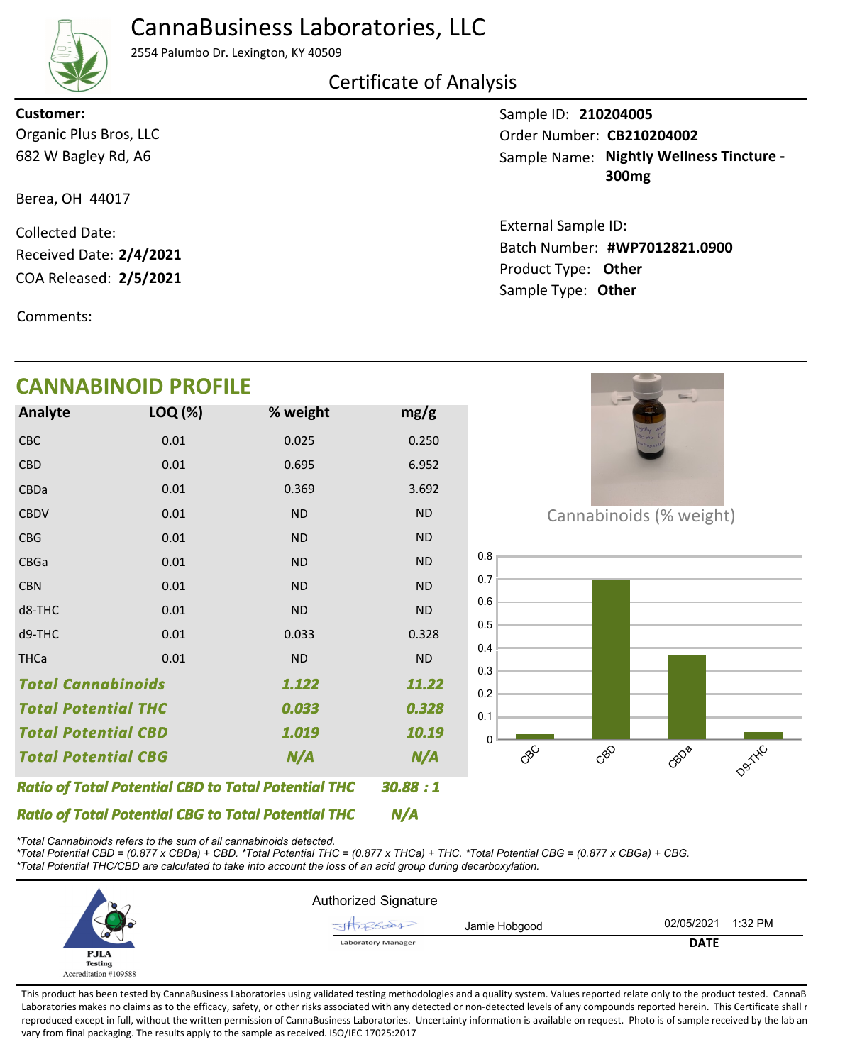# CannaBusiness Laboratories, LLC

2554 Palumbo Dr. Lexington, KY 40509

## Certificate of Analysis

**Customer:**
Organic Plus Bros, LLC
682 W Bagley Rd, A6

Berea, OH 44017

Collected Date:
Received Date: **2/4/2021**
COA Released: **2/5/2021**

Comments:

Sample ID: **210204005**
Order Number: **CB210204002**
Sample Name: **Nightly Wellness Tincture - 300mg**

External Sample ID:
Batch Number: **#WP7012821.0900**
Product Type: **Other**
Sample Type: **Other**

## CANNABINOID PROFILE

| Analyte | LOQ (%) | % weight | mg/g |
|---|---|---|---|
| CBC | 0.01 | 0.025 | 0.250 |
| CBD | 0.01 | 0.695 | 6.952 |
| CBDa | 0.01 | 0.369 | 3.692 |
| CBDV | 0.01 | ND | ND |
| CBG | 0.01 | ND | ND |
| CBGa | 0.01 | ND | ND |
| CBN | 0.01 | ND | ND |
| d8-THC | 0.01 | ND | ND |
| d9-THC | 0.01 | 0.033 | 0.328 |
| THCa | 0.01 | ND | ND |
| ***Total Cannabinoids*** | | ***1.122*** | ***11.22*** |
| ***Total Potential THC*** | | ***0.033*** | ***0.328*** |
| ***Total Potential CBD*** | | ***1.019*** | ***10.19*** |
| ***Total Potential CBG*** | | ***N/A*** | ***N/A*** |

***Ratio of Total Potential CBD to Total Potential THC*** ***30.88 : 1***

***Ratio of Total Potential CBG to Total Potential THC*** ***N/A***

Cannabinoids (% weight)

| Analyte | % weight |
|---|---|
| CBC | 0.025 |
| CBD | 0.695 |
| CBDa | 0.369 |
| D9-THC | 0.033 |

*\*Total Cannabinoids refers to the sum of all cannabinoids detected.*
*\*Total Potential CBD = (0.877 x CBDa) + CBD. \*Total Potential THC = (0.877 x THCa) + THC. \*Total Potential CBG = (0.877 x CBGa) + CBG.*
*\*Total Potential THC/CBD are calculated to take into account the loss of an acid group during decarboxylation.*

PJLA Testing
Accreditation #109588

Authorized Signature

Jamie Hobgood — Laboratory Manager

02/05/2021 1:32 PM
**DATE**

This product has been tested by CannaBusiness Laboratories using validated testing methodologies and a quality system. Values reported relate only to the product tested. CannaBusiness Laboratories makes no claims as to the efficacy, safety, or other risks associated with any detected or non-detected levels of any compounds reported herein. This Certificate shall not be reproduced except in full, without the written permission of CannaBusiness Laboratories. Uncertainty information is available on request. Photo is of sample received by the lab and may vary from final packaging. The results apply to the sample as received. ISO/IEC 17025:2017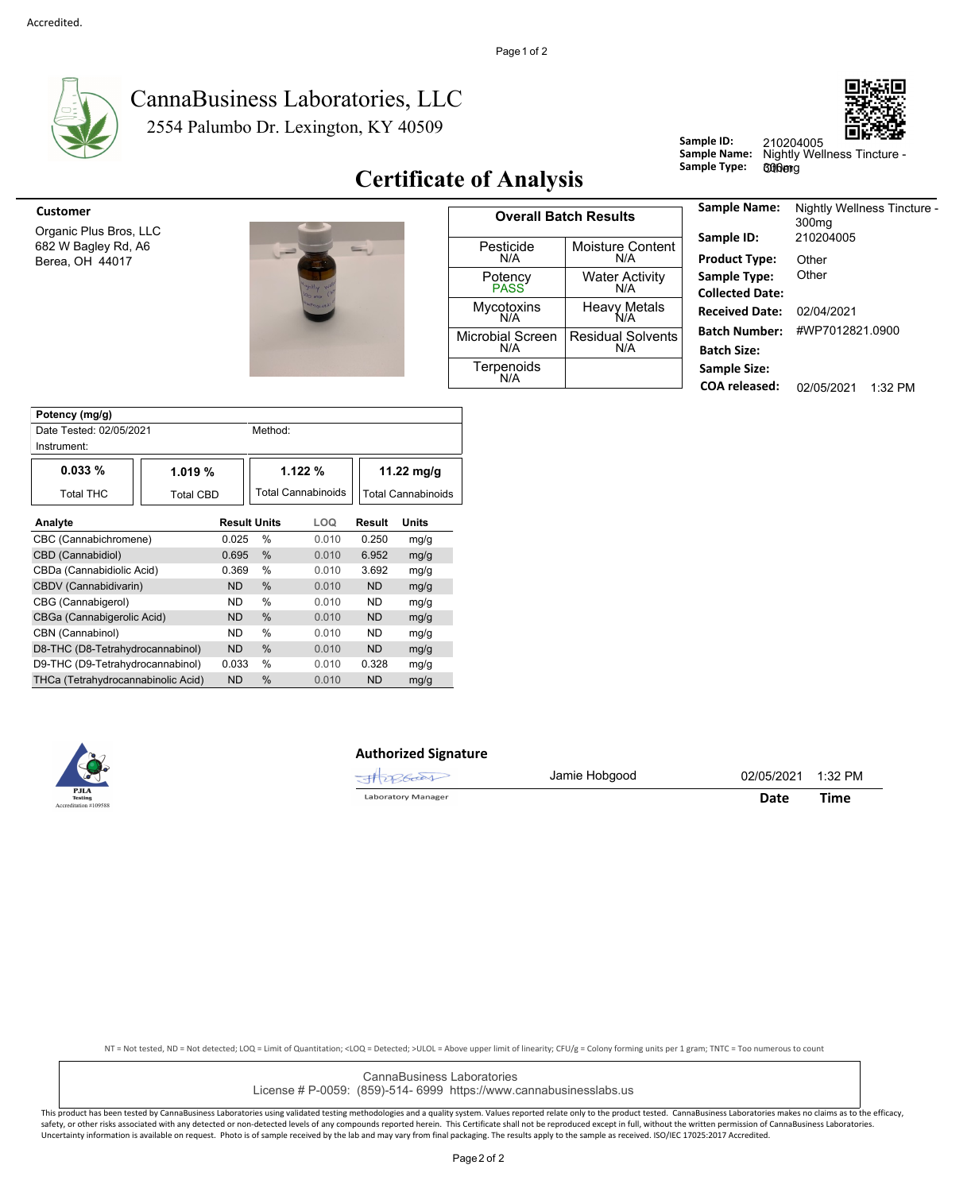Accredited.

# CannaBusiness Laboratories, LLC

2554 Palumbo Dr. Lexington, KY 40509

**Sample ID:** 210204005
**Sample Name:** Nightly Wellness Tincture - 300mg
**Sample Type:** Other

## Certificate of Analysis

**Customer**

Organic Plus Bros, LLC
682 W Bagley Rd, A6
Berea, OH 44017

| Overall Batch Results | |
|---|---|
| Pesticide N/A | Moisture Content N/A |
| Potency PASS | Water Activity N/A |
| Mycotoxins N/A | Heavy Metals N/A |
| Microbial Screen N/A | Residual Solvents N/A |
| Terpenoids N/A | |

**Sample Name:** Nightly Wellness Tincture - 300mg
**Sample ID:** 210204005
**Product Type:** Other
**Sample Type:** Other
**Collected Date:**
**Received Date:** 02/04/2021
**Batch Number:** #WP7012821.0900
**Batch Size:**
**Sample Size:**
**COA released:** 02/05/2021 1:32 PM

**Potency (mg/g)**

Date Tested: 02/05/2021 Method:
Instrument:

| 0.033 % | 1.019 % | 1.122 % | 11.22 mg/g |
|---|---|---|---|
| Total THC | Total CBD | Total Cannabinoids | Total Cannabinoids |

| Analyte | Result | Units | LOQ | Result | Units |
|---|---|---|---|---|---|
| CBC (Cannabichromene) | 0.025 | % | 0.010 | 0.250 | mg/g |
| CBD (Cannabidiol) | 0.695 | % | 0.010 | 6.952 | mg/g |
| CBDa (Cannabidiolic Acid) | 0.369 | % | 0.010 | 3.692 | mg/g |
| CBDV (Cannabidivarin) | ND | % | 0.010 | ND | mg/g |
| CBG (Cannabigerol) | ND | % | 0.010 | ND | mg/g |
| CBGa (Cannabigerolic Acid) | ND | % | 0.010 | ND | mg/g |
| CBN (Cannabinol) | ND | % | 0.010 | ND | mg/g |
| D8-THC (D8-Tetrahydrocannabinol) | ND | % | 0.010 | ND | mg/g |
| D9-THC (D9-Tetrahydrocannabinol) | 0.033 | % | 0.010 | 0.328 | mg/g |
| THCa (Tetrahydrocannabinolic Acid) | ND | % | 0.010 | ND | mg/g |

PJLA Testing Accreditation #109588

**Authorized Signature**

Laboratory Manager — Jamie Hobgood — 02/05/2021 1:32 PM

**Date** **Time**

NT = Not tested, ND = Not detected; LOQ = Limit of Quantitation; <LOQ = Detected; >ULOL = Above upper limit of linearity; CFU/g = Colony forming units per 1 gram; TNTC = Too numerous to count

CannaBusiness Laboratories
License # P-0059: (859)-514- 6999 https://www.cannabusinesslabs.us

This product has been tested by CannaBusiness Laboratories using validated testing methodologies and a quality system. Values reported relate only to the product tested. CannaBusiness Laboratories makes no claims as to the efficacy, safety, or other risks associated with any detected or non-detected levels of any compounds reported herein. This Certificate shall not be reproduced except in full, without the written permission of CannaBusiness Laboratories. Uncertainty information is available on request. Photo is of sample received by the lab and may vary from final packaging. The results apply to the sample as received. ISO/IEC 17025:2017 Accredited.